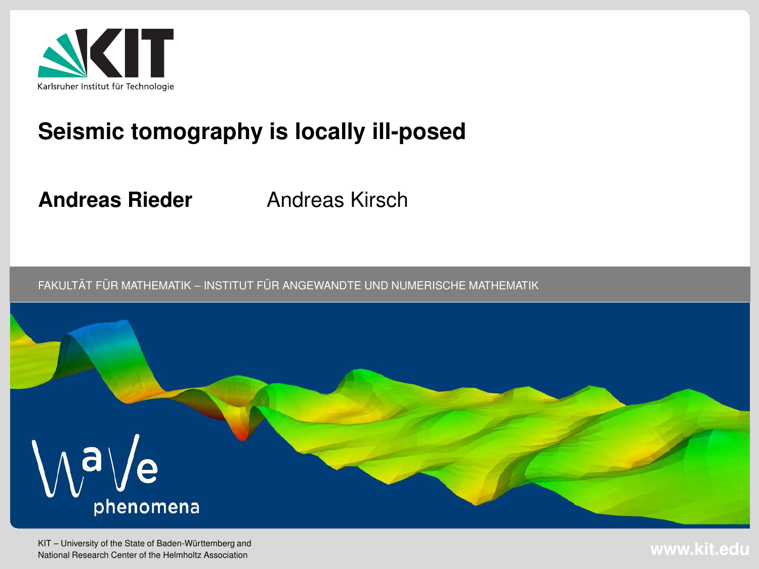Karlsruher Institut für Technologie

# Seismic tomography is locally ill-posed

**Andreas Rieder** Andreas Kirsch

FAKULTÄT FÜR MATHEMATIK – INSTITUT FÜR ANGEWANDTE UND NUMERISCHE MATHEMATIK

Wave phenomena

KIT – University of the State of Baden-Württemberg and National Research Center of the Helmholtz Association

www.kit.edu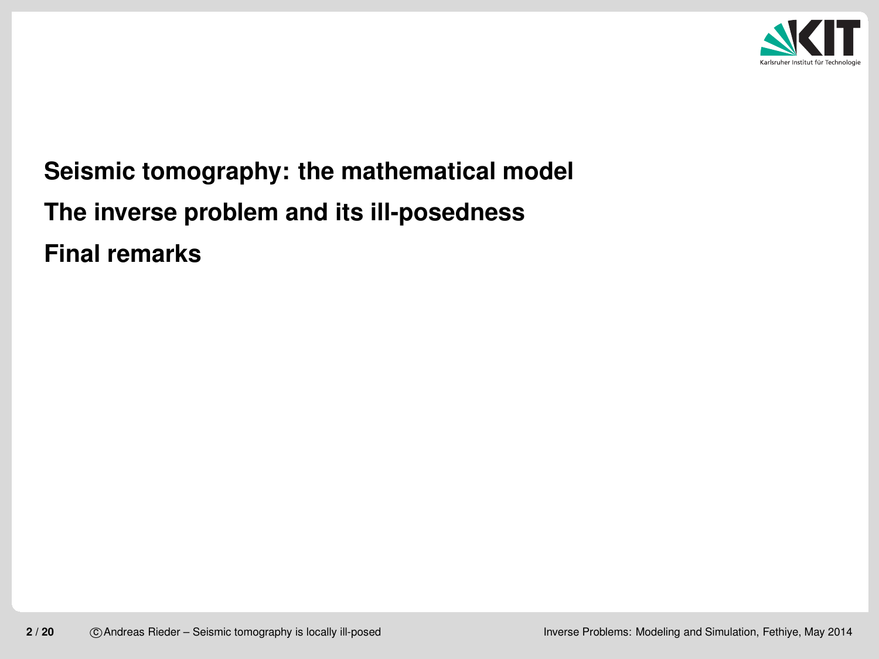**Seismic tomography: the mathematical model**

**The inverse problem and its ill-posedness**

**Final remarks**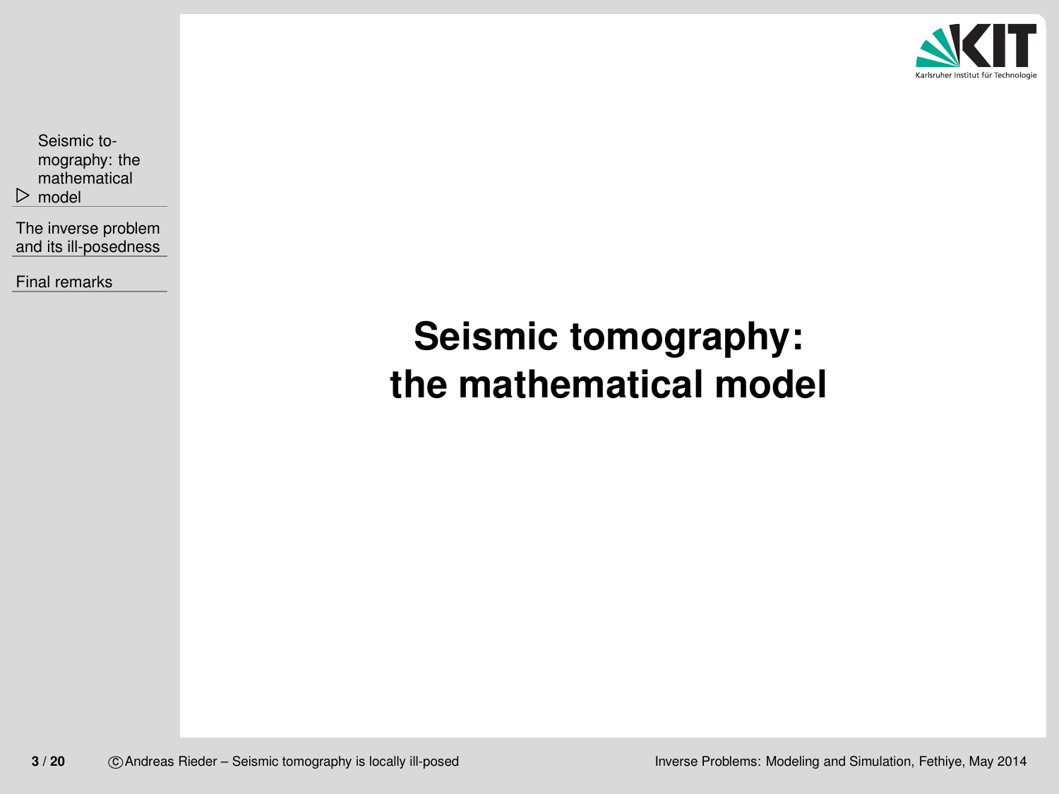# Seismic tomography: the mathematical model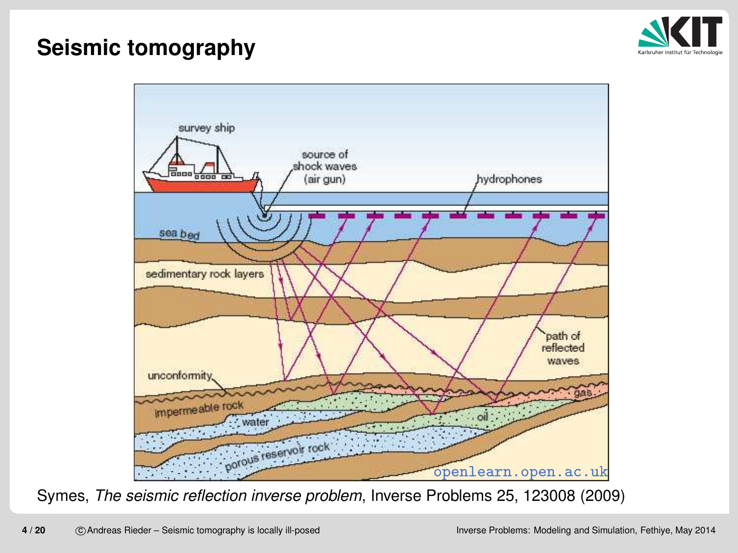# Seismic tomography

Symes, *The seismic reflection inverse problem*, Inverse Problems 25, 123008 (2009)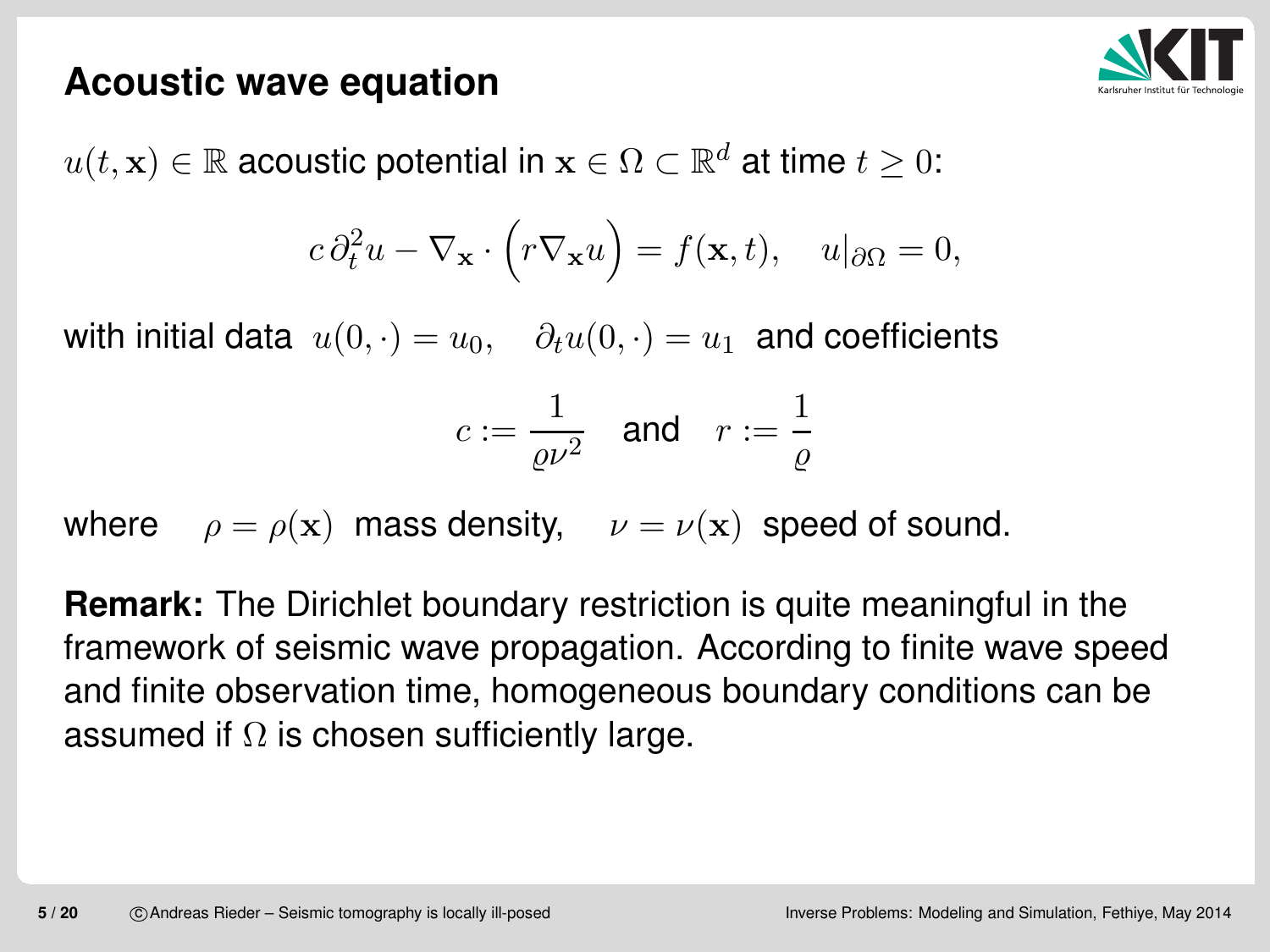## Acoustic wave equation

$u(t, \mathbf{x}) \in \mathbb{R}$ acoustic potential in $\mathbf{x} \in \Omega \subset \mathbb{R}^d$ at time $t \geq 0$:

$$c\,\partial_t^2 u - \nabla_{\mathbf{x}} \cdot \Big(r \nabla_{\mathbf{x}} u\Big) = f(\mathbf{x}, t), \quad u|_{\partial\Omega} = 0,$$

with initial data $u(0, \cdot) = u_0, \quad \partial_t u(0, \cdot) = u_1$ and coefficients

$$c := \frac{1}{\varrho \nu^2} \quad \text{and} \quad r := \frac{1}{\varrho}$$

where $\rho = \rho(\mathbf{x})$ mass density, $\nu = \nu(\mathbf{x})$ speed of sound.

**Remark:** The Dirichlet boundary restriction is quite meaningful in the framework of seismic wave propagation. According to finite wave speed and finite observation time, homogeneous boundary conditions can be assumed if $\Omega$ is chosen sufficiently large.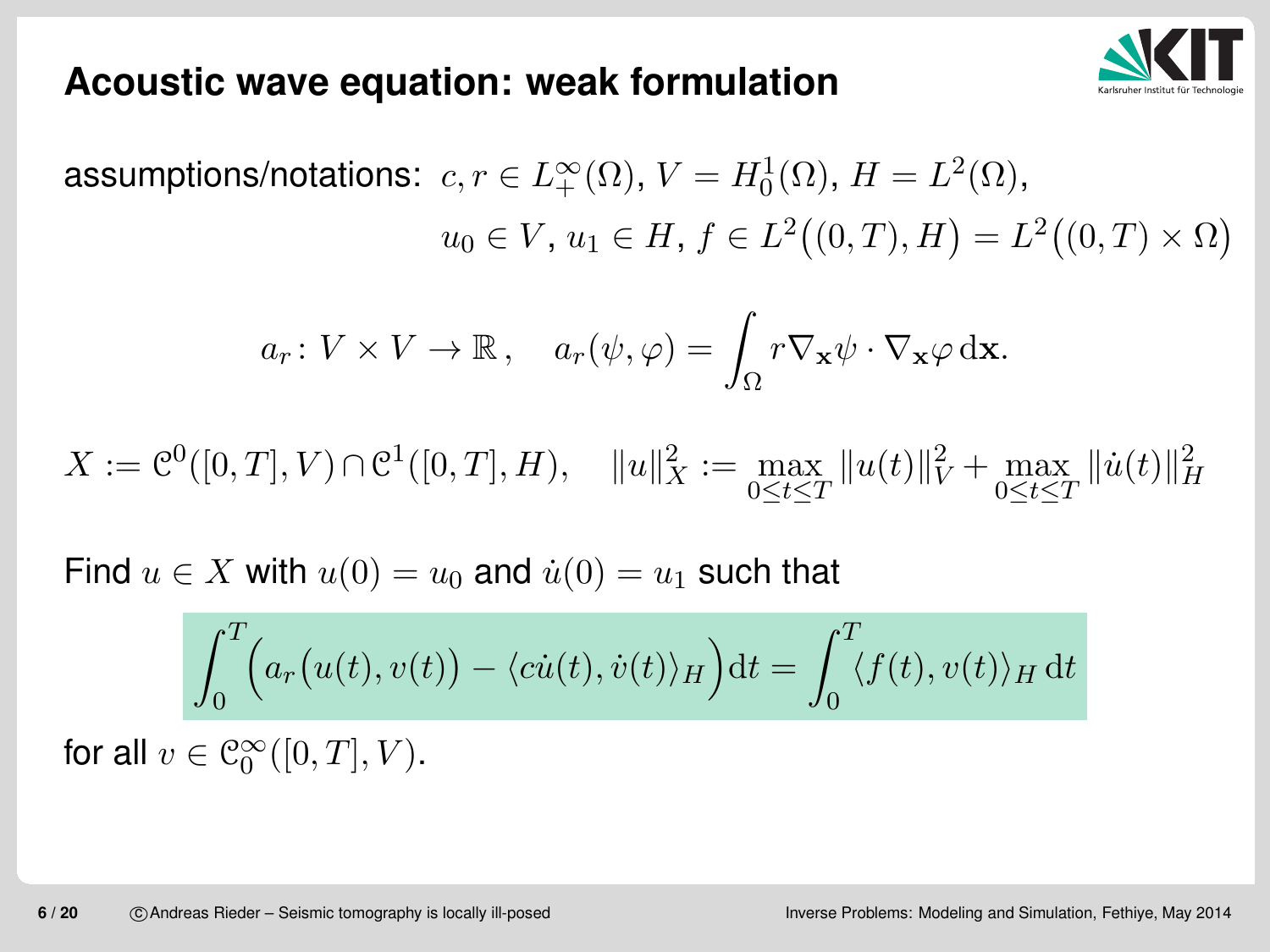## Acoustic wave equation: weak formulation

assumptions/notations: $c, r \in L^\infty_+(\Omega)$, $V = H^1_0(\Omega)$, $H = L^2(\Omega)$,

$u_0 \in V$, $u_1 \in H$, $f \in L^2\big((0,T), H\big) = L^2\big((0,T) \times \Omega\big)$

$$a_r \colon V \times V \to \mathbb{R}\,, \quad a_r(\psi, \varphi) = \int_\Omega r \nabla_{\mathbf{x}} \psi \cdot \nabla_{\mathbf{x}} \varphi \,\mathrm{d}\mathbf{x}.$$

$$X := \mathcal{C}^0([0,T], V) \cap \mathcal{C}^1([0,T], H), \quad \|u\|_X^2 := \max_{0 \le t \le T} \|u(t)\|_V^2 + \max_{0 \le t \le T} \|\dot{u}(t)\|_H^2$$

Find $u \in X$ with $u(0) = u_0$ and $\dot{u}(0) = u_1$ such that

$$\int_0^T \Big( a_r\big(u(t), v(t)\big) - \langle c\dot{u}(t), \dot{v}(t) \rangle_H \Big) \mathrm{d}t = \int_0^T \langle f(t), v(t) \rangle_H \,\mathrm{d}t$$

for all $v \in \mathcal{C}^\infty_0([0,T], V)$.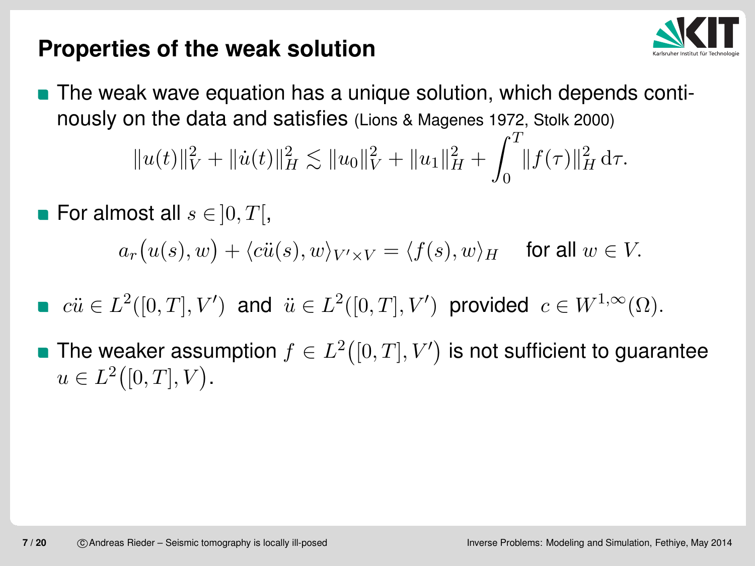## Properties of the weak solution

- The weak wave equation has a unique solution, which depends continuously on the data and satisfies (Lions & Magenes 1972, Stolk 2000)

$$\|u(t)\|_V^2 + \|\dot{u}(t)\|_H^2 \lesssim \|u_0\|_V^2 + \|u_1\|_H^2 + \int_0^T \|f(\tau)\|_H^2 \,\mathrm{d}\tau.$$

- For almost all $s \in ]0, T[$,

$$a_r\big(u(s), w\big) + \langle c\ddot{u}(s), w\rangle_{V' \times V} = \langle f(s), w\rangle_H \quad \text{for all } w \in V.$$

- $c\ddot{u} \in L^2([0,T], V')$ and $\ddot{u} \in L^2([0,T], V')$ provided $c \in W^{1,\infty}(\Omega)$.

- The weaker assumption $f \in L^2\big([0,T], V'\big)$ is not sufficient to guarantee $u \in L^2\big([0,T], V\big)$.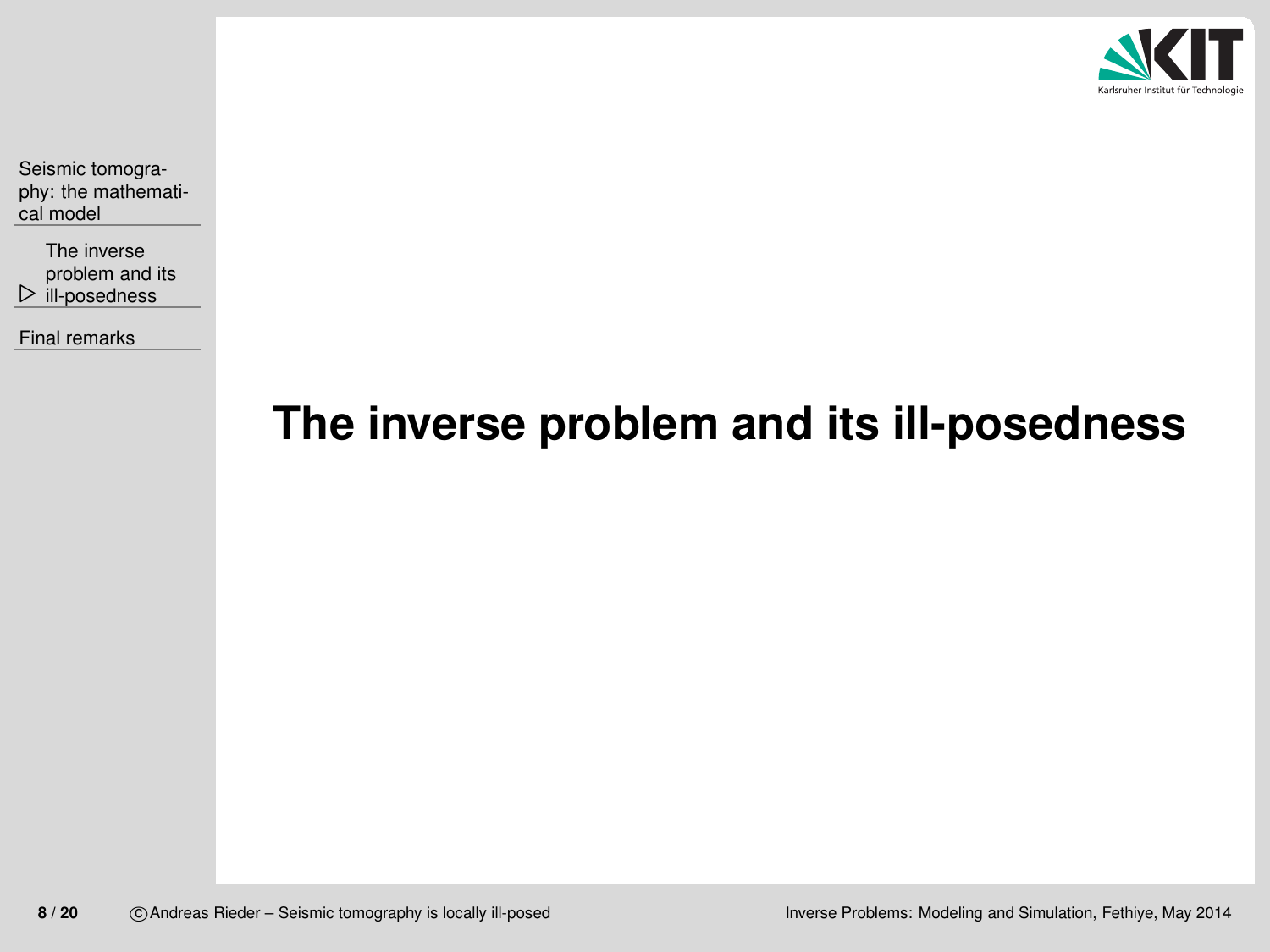# The inverse problem and its ill-posedness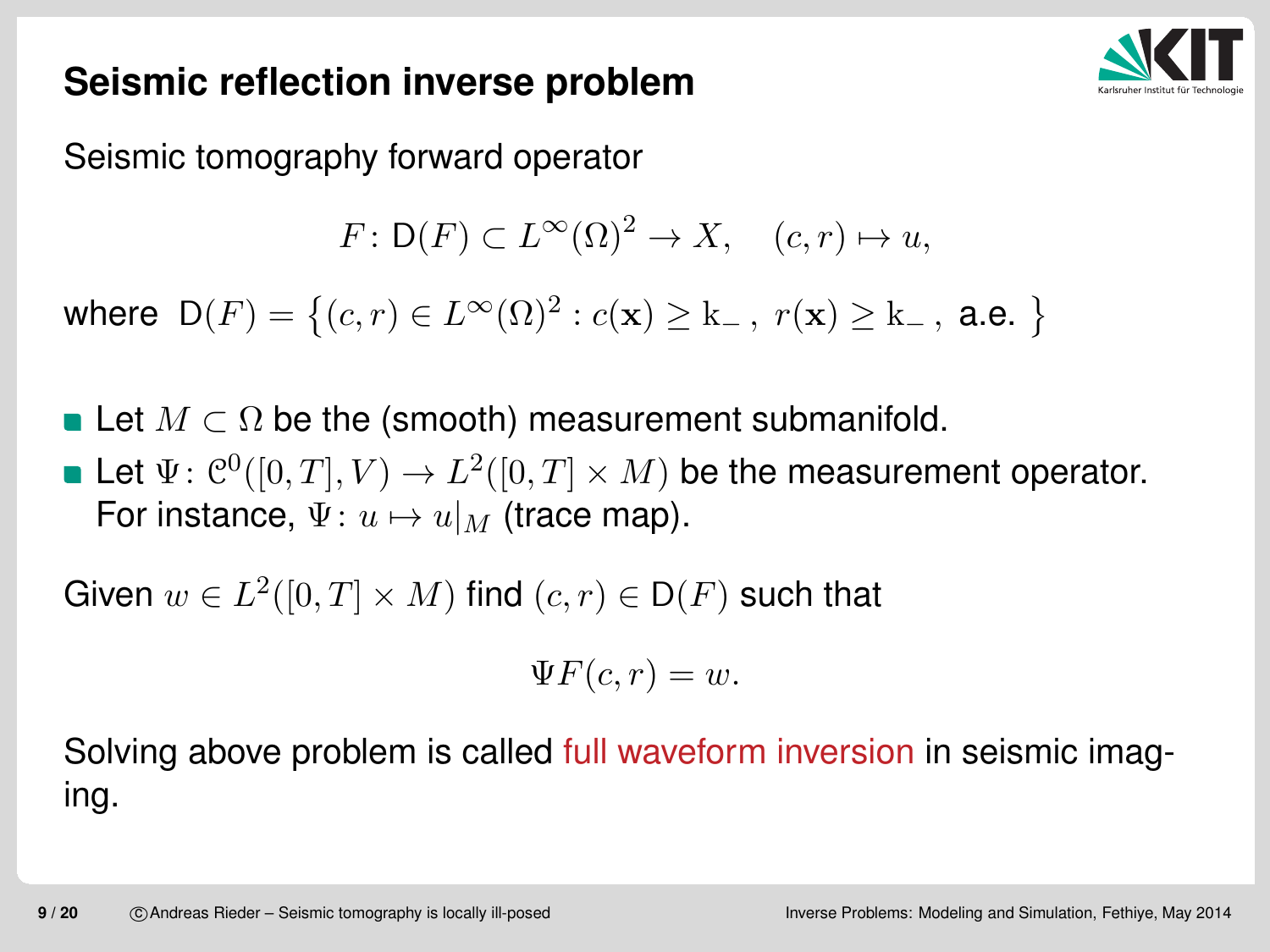## Seismic reflection inverse problem

Seismic tomography forward operator

$$F\colon \mathsf{D}(F) \subset L^\infty(\Omega)^2 \to X, \quad (c, r) \mapsto u,$$

where $\mathsf{D}(F) = \left\{(c, r) \in L^\infty(\Omega)^2 : c(\mathbf{x}) \geq \mathrm{k}_-\,,\; r(\mathbf{x}) \geq \mathrm{k}_-\,, \text{ a.e. } \right\}$

- Let $M \subset \Omega$ be the (smooth) measurement submanifold.
- Let $\Psi\colon \mathcal{C}^0([0, T], V) \to L^2([0, T] \times M)$ be the measurement operator. For instance, $\Psi\colon u \mapsto u|_M$ (trace map).

Given $w \in L^2([0, T] \times M)$ find $(c, r) \in \mathsf{D}(F)$ such that

$$\Psi F(c, r) = w.$$

Solving above problem is called full waveform inversion in seismic imaging.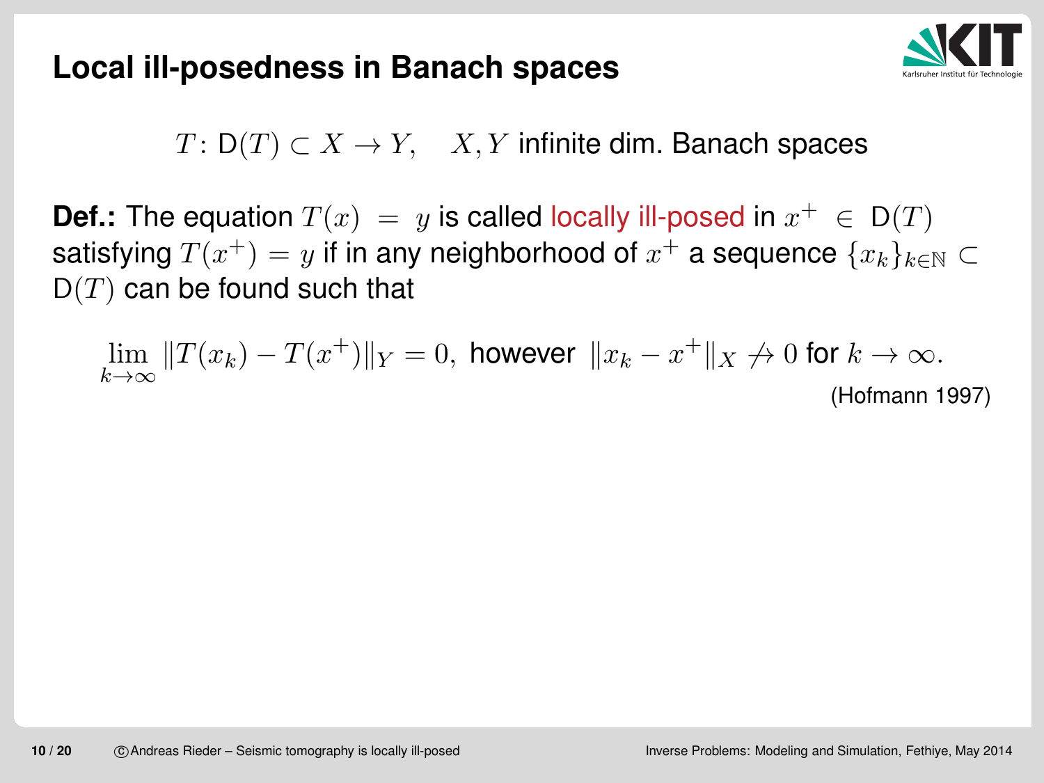# Local ill-posedness in Banach spaces

$$T\colon \mathsf{D}(T) \subset X \to Y, \quad X, Y \text{ infinite dim. Banach spaces}$$

**Def.:** The equation $T(x) = y$ is called locally ill-posed in $x^+ \in \mathsf{D}(T)$ satisfying $T(x^+) = y$ if in any neighborhood of $x^+$ a sequence $\{x_k\}_{k\in\mathbb{N}} \subset \mathsf{D}(T)$ can be found such that

$$\lim_{k\to\infty} \|T(x_k) - T(x^+)\|_Y = 0, \text{ however } \|x_k - x^+\|_X \not\to 0 \text{ for } k \to \infty.$$

(Hofmann 1997)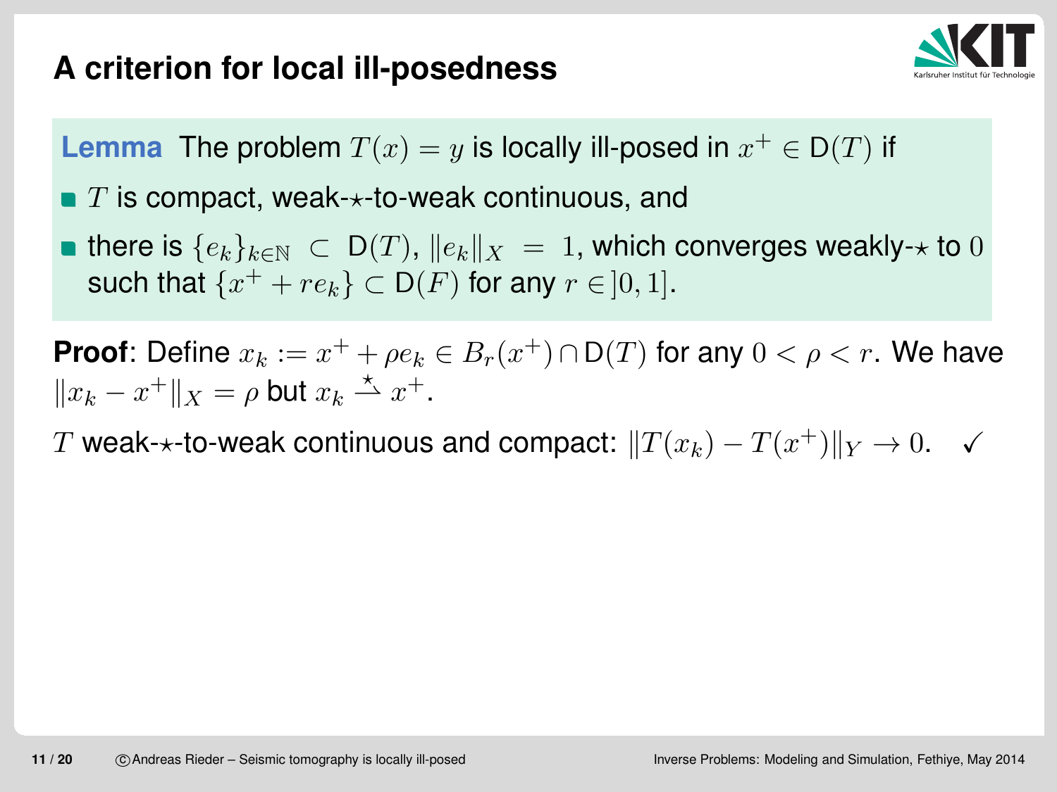# A criterion for local ill-posedness

**Lemma** The problem $T(x) = y$ is locally ill-posed in $x^+ \in \mathsf{D}(T)$ if

- $T$ is compact, weak-$\star$-to-weak continuous, and
- there is $\{e_k\}_{k\in\mathbb{N}} \subset \mathsf{D}(T)$, $\|e_k\|_X = 1$, which converges weakly-$\star$ to $0$ such that $\{x^+ + re_k\} \subset \mathsf{D}(F)$ for any $r \in ]0,1]$.

**Proof**: Define $x_k := x^+ + \rho e_k \in B_r(x^+) \cap \mathsf{D}(T)$ for any $0 < \rho < r$. We have $\|x_k - x^+\|_X = \rho$ but $x_k \overset{\star}{\rightharpoonup} x^+$.

$T$ weak-$\star$-to-weak continuous and compact: $\|T(x_k) - T(x^+)\|_Y \to 0$. ✓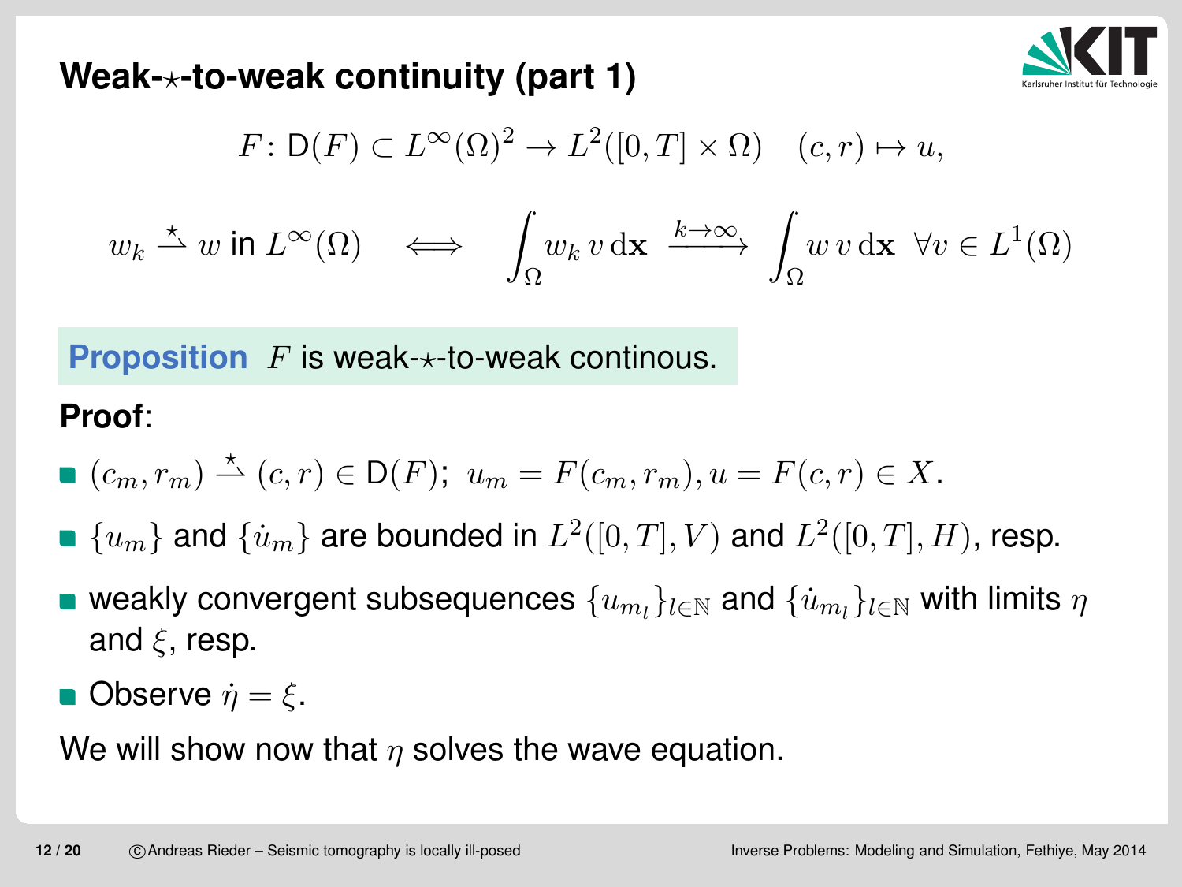## Weak-$\star$-to-weak continuity (part 1)

$$F \colon \mathsf{D}(F) \subset L^\infty(\Omega)^2 \to L^2([0,T] \times \Omega) \quad (c, r) \mapsto u,$$

$$w_k \overset{\star}{\rightharpoonup} w \text{ in } L^\infty(\Omega) \quad \Longleftrightarrow \quad \int_\Omega w_k \, v \, \mathrm{d}\mathbf{x} \xrightarrow{k\to\infty} \int_\Omega w \, v \, \mathrm{d}\mathbf{x} \;\; \forall v \in L^1(\Omega)$$

**Proposition** $F$ is weak-$\star$-to-weak continous.

**Proof**:

- $(c_m, r_m) \overset{\star}{\rightharpoonup} (c, r) \in \mathsf{D}(F)$; $u_m = F(c_m, r_m), u = F(c, r) \in X$.
- $\{u_m\}$ and $\{\dot{u}_m\}$ are bounded in $L^2([0,T], V)$ and $L^2([0,T], H)$, resp.
- weakly convergent subsequences $\{u_{m_l}\}_{l\in\mathbb{N}}$ and $\{\dot{u}_{m_l}\}_{l\in\mathbb{N}}$ with limits $\eta$ and $\xi$, resp.
- Observe $\dot{\eta} = \xi$.

We will show now that $\eta$ solves the wave equation.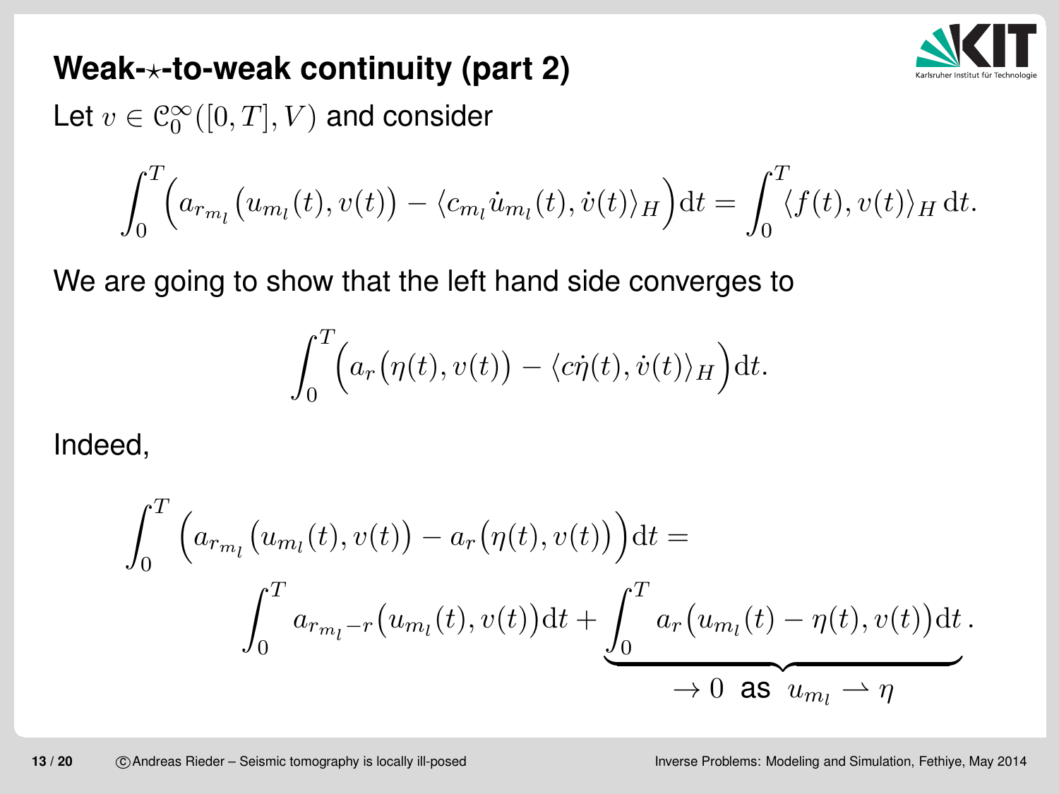# Weak-⋆-to-weak continuity (part 2)

Let $v \in \mathcal{C}_0^\infty([0,T],V)$ and consider

$$\int_0^T \Big( a_{r_{m_l}}\big(u_{m_l}(t), v(t)\big) - \langle c_{m_l} \dot{u}_{m_l}(t), \dot{v}(t) \rangle_H \Big) \mathrm{d}t = \int_0^T \langle f(t), v(t) \rangle_H \, \mathrm{d}t.$$

We are going to show that the left hand side converges to

$$\int_0^T \Big( a_r\big(\eta(t), v(t)\big) - \langle c \dot{\eta}(t), \dot{v}(t) \rangle_H \Big) \mathrm{d}t.$$

Indeed,

$$\int_0^T \Big( a_{r_{m_l}}\big(u_{m_l}(t), v(t)\big) - a_r\big(\eta(t), v(t)\big) \Big) \mathrm{d}t =$$

$$\int_0^T a_{r_{m_l}-r}\big(u_{m_l}(t), v(t)\big) \mathrm{d}t + \underbrace{\int_0^T a_r\big(u_{m_l}(t) - \eta(t), v(t)\big) \mathrm{d}t}_{\to 0 \text{ as } u_{m_l} \rightharpoonup \eta}.$$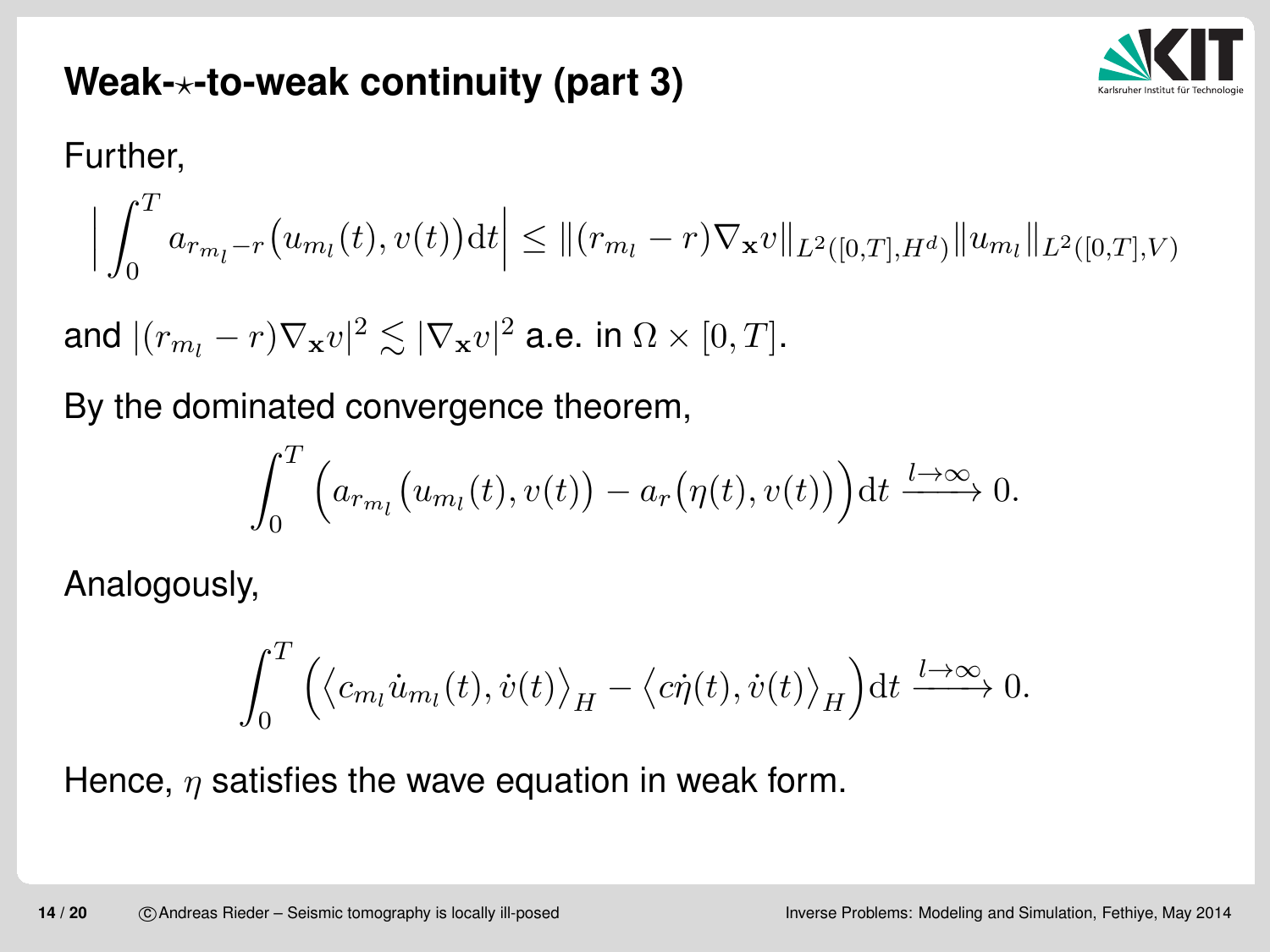## Weak-⋆-to-weak continuity (part 3)

Further,

$$\Big|\int_0^T a_{r_{m_l}-r}\big(u_{m_l}(t), v(t)\big)\mathrm{d}t\Big| \le \|(r_{m_l}-r)\nabla_{\mathbf{x}} v\|_{L^2([0,T],H^d)}\|u_{m_l}\|_{L^2([0,T],V)}$$

and $|(r_{m_l}-r)\nabla_{\mathbf{x}} v|^2 \lesssim |\nabla_{\mathbf{x}} v|^2$ a.e. in $\Omega \times [0,T]$.

By the dominated convergence theorem,

$$\int_0^T \Big(a_{r_{m_l}}\big(u_{m_l}(t), v(t)\big) - a_r\big(\eta(t), v(t)\big)\Big)\mathrm{d}t \xrightarrow{l\to\infty} 0.$$

Analogously,

$$\int_0^T \Big(\big\langle c_{m_l}\dot{u}_{m_l}(t), \dot{v}(t)\big\rangle_H - \big\langle c\dot{\eta}(t), \dot{v}(t)\big\rangle_H\Big)\mathrm{d}t \xrightarrow{l\to\infty} 0.$$

Hence, $\eta$ satisfies the wave equation in weak form.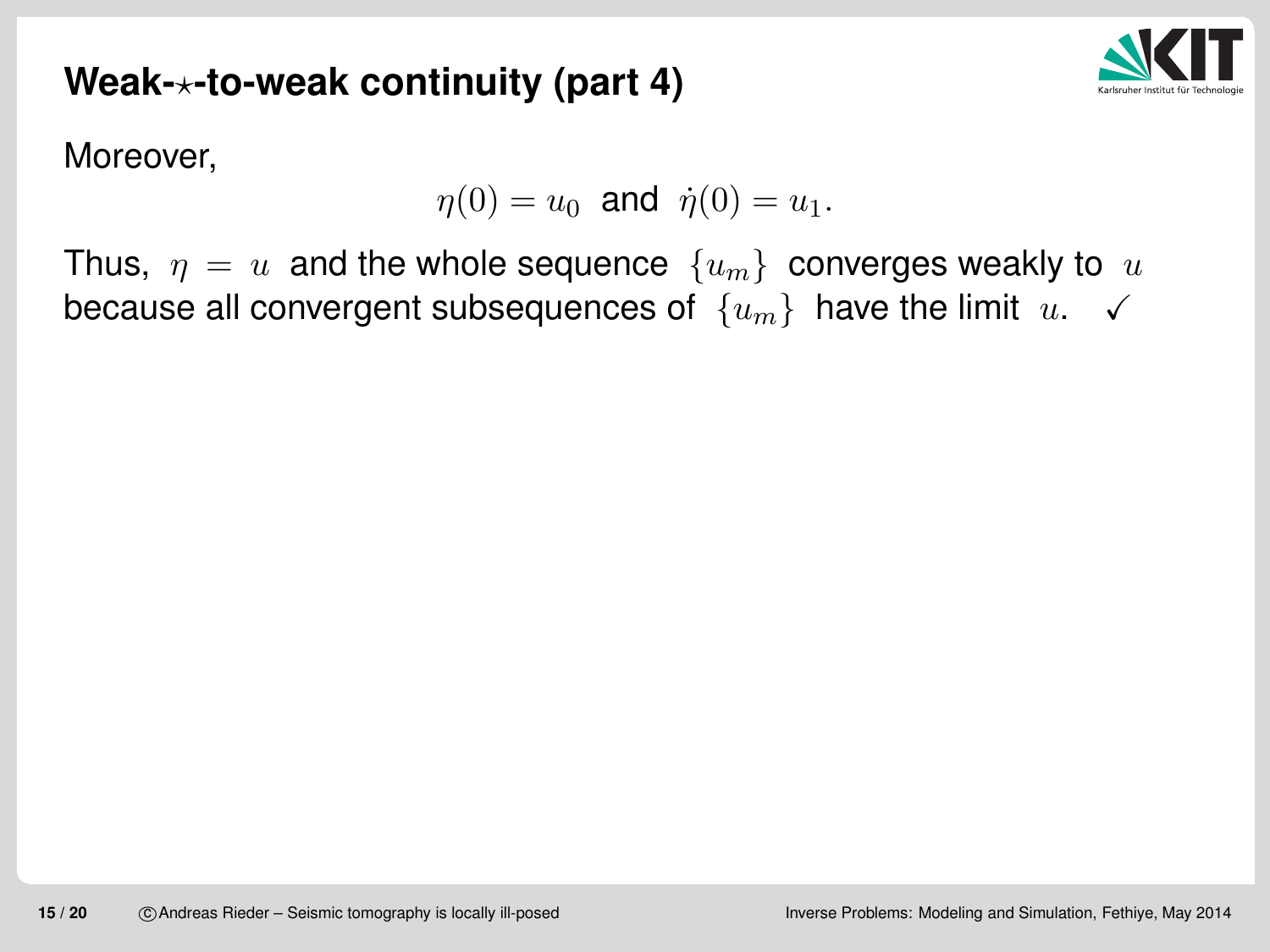# Weak-$\star$-to-weak continuity (part 4)

Moreover,

$$\eta(0) = u_0 \text{ and } \dot{\eta}(0) = u_1.$$

Thus, $\eta = u$ and the whole sequence $\{u_m\}$ converges weakly to $u$ because all convergent subsequences of $\{u_m\}$ have the limit $u$. ✓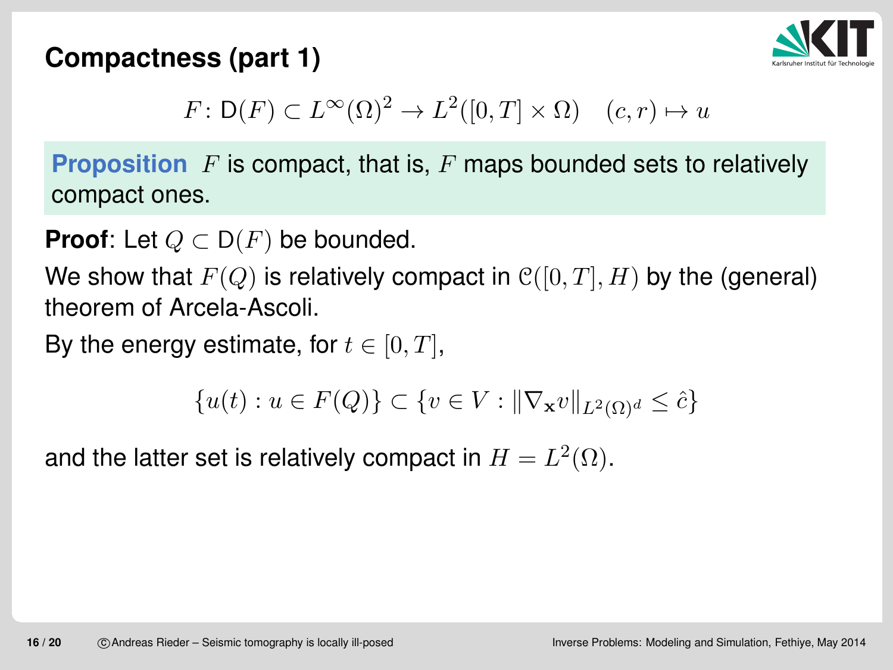## Compactness (part 1)

$$F\colon \mathsf{D}(F) \subset L^\infty(\Omega)^2 \to L^2([0,T]\times\Omega) \quad (c,r) \mapsto u$$

**Proposition** $F$ is compact, that is, $F$ maps bounded sets to relatively compact ones.

**Proof**: Let $Q \subset \mathsf{D}(F)$ be bounded.

We show that $F(Q)$ is relatively compact in $\mathcal{C}([0,T],H)$ by the (general) theorem of Arcela-Ascoli.

By the energy estimate, for $t \in [0,T]$,

$$\{u(t) : u \in F(Q)\} \subset \{v \in V : \|\nabla_{\mathbf{x}} v\|_{L^2(\Omega)^d} \leq \hat{c}\}$$

and the latter set is relatively compact in $H = L^2(\Omega)$.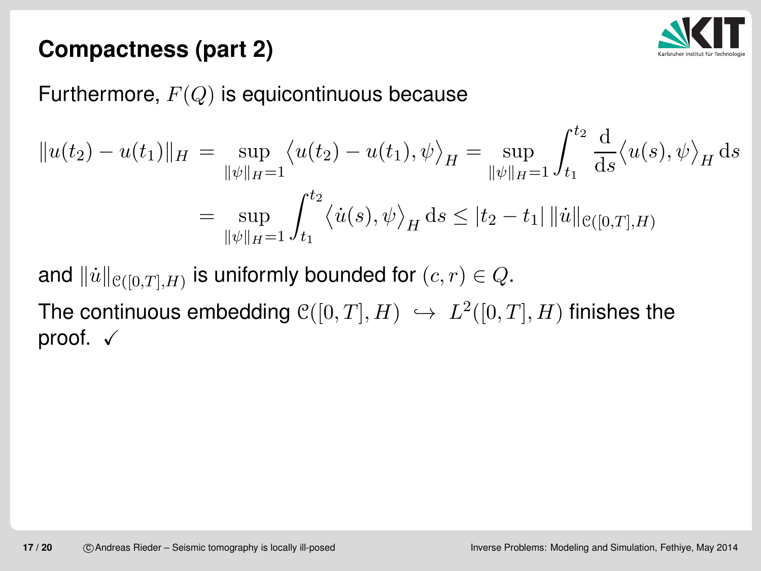## Compactness (part 2)

Furthermore, $F(Q)$ is equicontinuous because

$$
\begin{aligned}
\|u(t_2) - u(t_1)\|_H &= \sup_{\|\psi\|_H = 1} \big\langle u(t_2) - u(t_1), \psi \big\rangle_H = \sup_{\|\psi\|_H = 1} \int_{t_1}^{t_2} \frac{\mathrm{d}}{\mathrm{d}s} \big\langle u(s), \psi \big\rangle_H \,\mathrm{d}s \\
&= \sup_{\|\psi\|_H = 1} \int_{t_1}^{t_2} \big\langle \dot{u}(s), \psi \big\rangle_H \,\mathrm{d}s \le |t_2 - t_1| \, \|\dot{u}\|_{\mathcal{C}([0,T],H)}
\end{aligned}
$$

and $\|\dot{u}\|_{\mathcal{C}([0,T],H)}$ is uniformly bounded for $(c, r) \in Q$.

The continuous embedding $\mathcal{C}([0,T], H) \hookrightarrow L^2([0,T], H)$ finishes the proof. ✓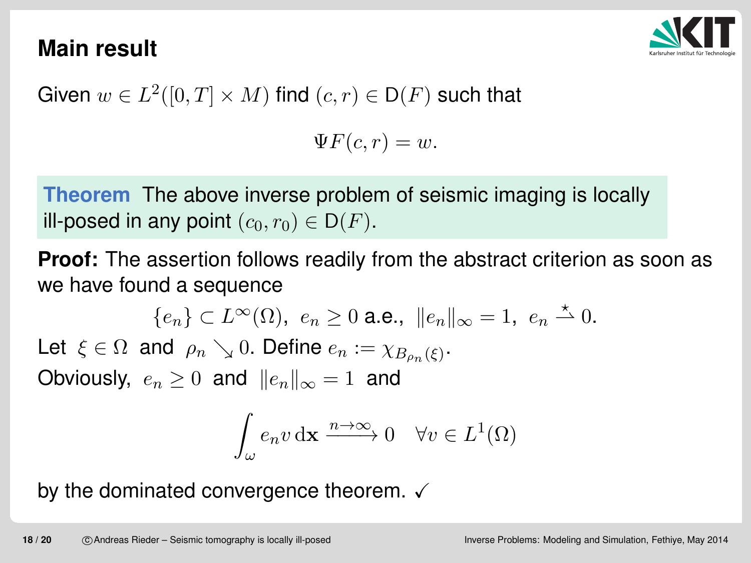## Main result

Given $w \in L^2([0,T] \times M)$ find $(c, r) \in \mathrm{D}(F)$ such that

$$\Psi F(c, r) = w.$$

**Theorem** The above inverse problem of seismic imaging is locally ill-posed in any point $(c_0, r_0) \in \mathrm{D}(F)$.

**Proof:** The assertion follows readily from the abstract criterion as soon as we have found a sequence

$$\{e_n\} \subset L^\infty(\Omega),\ e_n \geq 0 \text{ a.e.},\ \|e_n\|_\infty = 1,\ e_n \overset{\star}{\rightharpoonup} 0.$$

Let $\xi \in \Omega$ and $\rho_n \searrow 0$. Define $e_n := \chi_{B_{\rho_n}(\xi)}$.

Obviously, $e_n \geq 0$ and $\|e_n\|_\infty = 1$ and

$$\int_\omega e_n v \, \mathrm{d}\mathbf{x} \xrightarrow{n \to \infty} 0 \quad \forall v \in L^1(\Omega)$$

by the dominated convergence theorem. ✓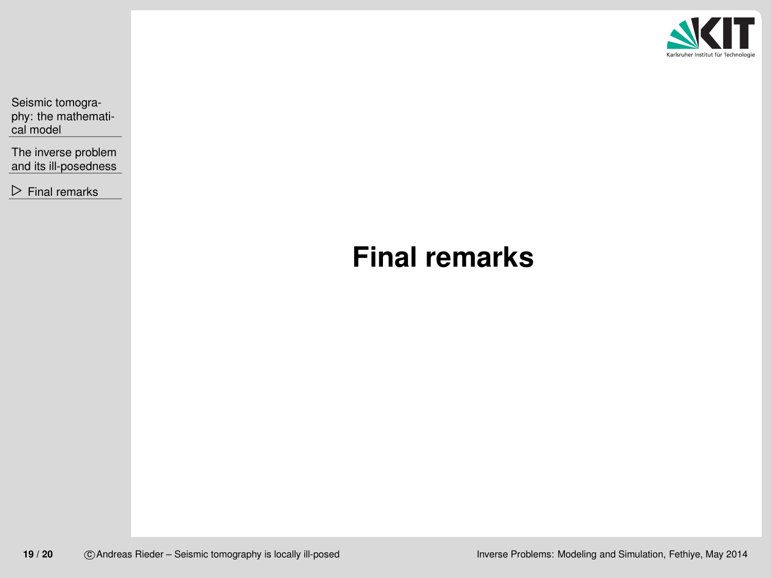# Final remarks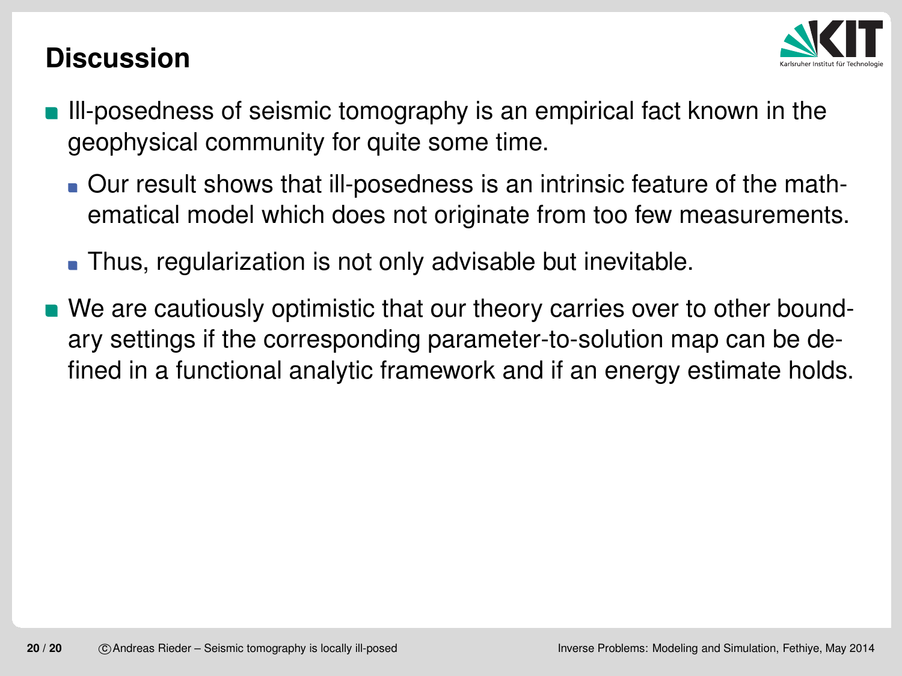## Discussion

- Ill-posedness of seismic tomography is an empirical fact known in the geophysical community for quite some time.
  - Our result shows that ill-posedness is an intrinsic feature of the mathematical model which does not originate from too few measurements.
  - Thus, regularization is not only advisable but inevitable.
- We are cautiously optimistic that our theory carries over to other boundary settings if the corresponding parameter-to-solution map can be defined in a functional analytic framework and if an energy estimate holds.